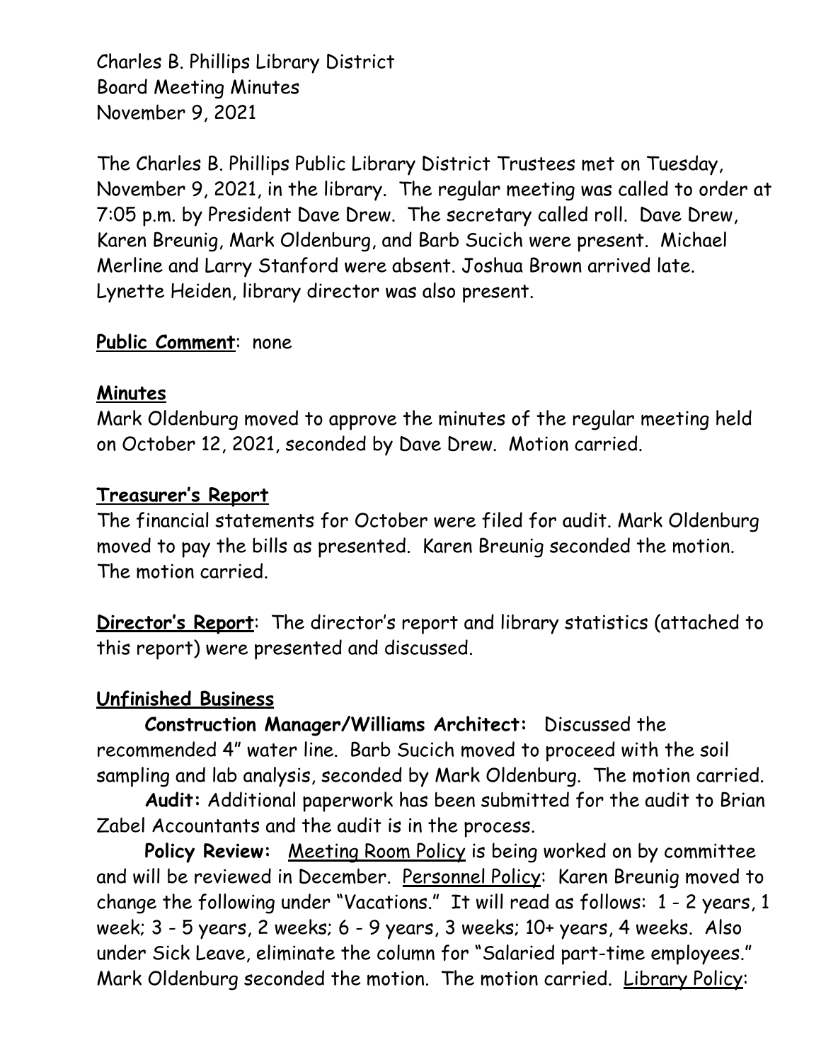Charles B. Phillips Library District
Board Meeting Minutes
November 9, 2021

The Charles B. Phillips Public Library District Trustees met on Tuesday, November 9, 2021, in the library. The regular meeting was called to order at 7:05 p.m. by President Dave Drew. The secretary called roll. Dave Drew, Karen Breunig, Mark Oldenburg, and Barb Sucich were present. Michael Merline and Larry Stanford were absent. Joshua Brown arrived late. Lynette Heiden, library director was also present.

**Public Comment**: none

## **Minutes**

Mark Oldenburg moved to approve the minutes of the regular meeting held on October 12, 2021, seconded by Dave Drew. Motion carried.

## **Treasurer's Report**

The financial statements for October were filed for audit. Mark Oldenburg moved to pay the bills as presented. Karen Breunig seconded the motion. The motion carried.

**Director's Report**: The director's report and library statistics (attached to this report) were presented and discussed.

## **Unfinished Business**

**Construction Manager/Williams Architect:** Discussed the recommended 4" water line. Barb Sucich moved to proceed with the soil sampling and lab analysis, seconded by Mark Oldenburg. The motion carried.

**Audit:** Additional paperwork has been submitted for the audit to Brian Zabel Accountants and the audit is in the process.

**Policy Review:** Meeting Room Policy is being worked on by committee and will be reviewed in December. Personnel Policy: Karen Breunig moved to change the following under "Vacations." It will read as follows: 1 - 2 years, 1 week; 3 - 5 years, 2 weeks; 6 - 9 years, 3 weeks; 10+ years, 4 weeks. Also under Sick Leave, eliminate the column for "Salaried part-time employees." Mark Oldenburg seconded the motion. The motion carried. Library Policy: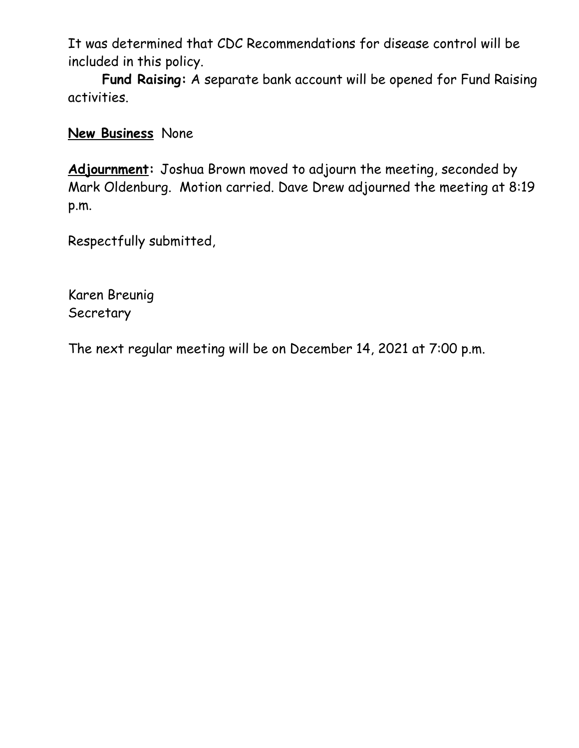It was determined that CDC Recommendations for disease control will be included in this policy.

**Fund Raising:** A separate bank account will be opened for Fund Raising activities.

**New Business** None

**Adjournment:** Joshua Brown moved to adjourn the meeting, seconded by Mark Oldenburg. Motion carried. Dave Drew adjourned the meeting at 8:19 p.m.

Respectfully submitted,

Karen Breunig
Secretary

The next regular meeting will be on December 14, 2021 at 7:00 p.m.